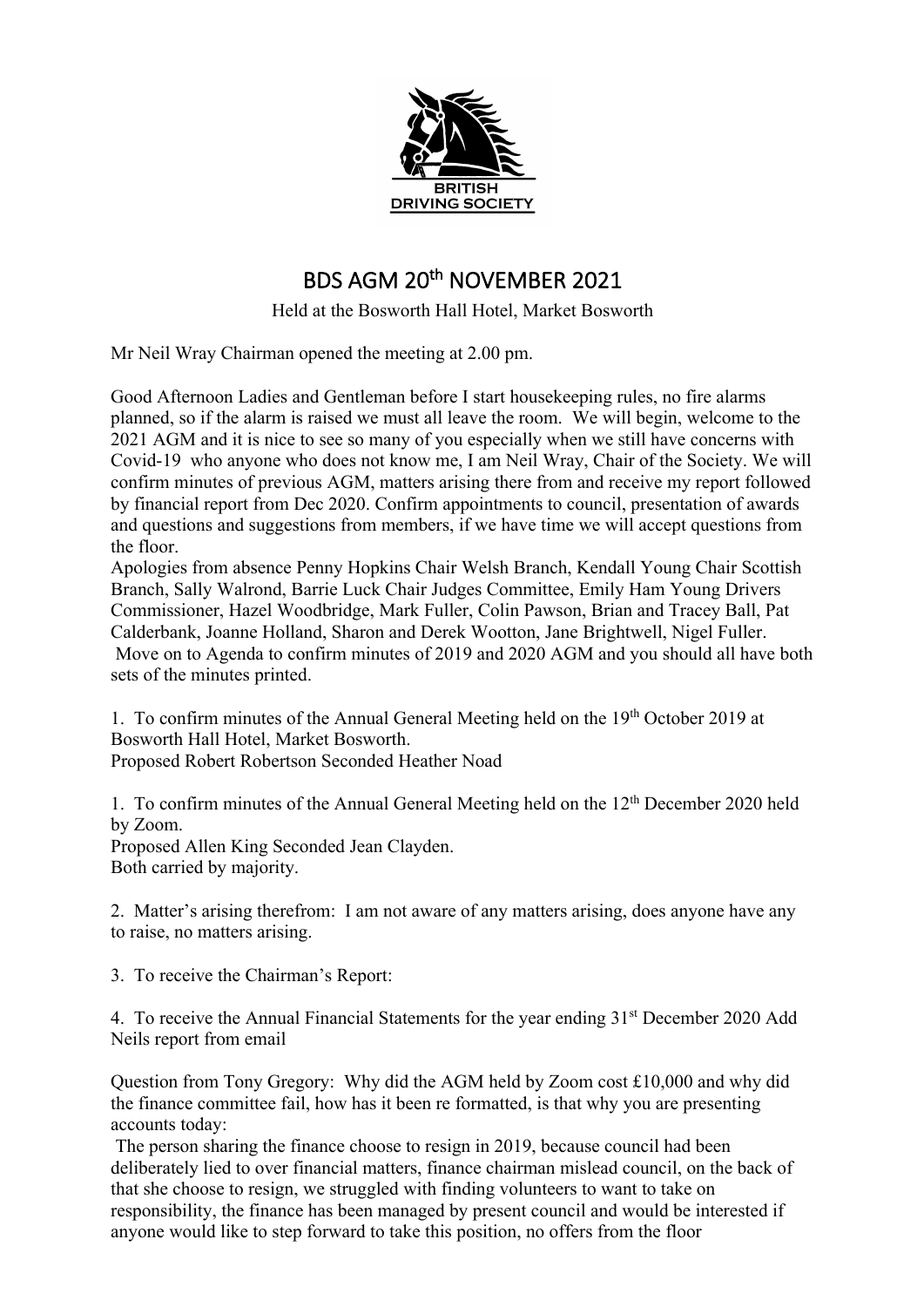BRITISH DRIVING SOCIETY

# BDS AGM 20th NOVEMBER 2021

Held at the Bosworth Hall Hotel, Market Bosworth

Mr Neil Wray Chairman opened the meeting at 2.00 pm.

Good Afternoon Ladies and Gentleman before I start housekeeping rules, no fire alarms planned, so if the alarm is raised we must all leave the room. We will begin, welcome to the 2021 AGM and it is nice to see so many of you especially when we still have concerns with Covid-19 who anyone who does not know me, I am Neil Wray, Chair of the Society. We will confirm minutes of previous AGM, matters arising there from and receive my report followed by financial report from Dec 2020. Confirm appointments to council, presentation of awards and questions and suggestions from members, if we have time we will accept questions from the floor.
Apologies from absence Penny Hopkins Chair Welsh Branch, Kendall Young Chair Scottish Branch, Sally Walrond, Barrie Luck Chair Judges Committee, Emily Ham Young Drivers Commissioner, Hazel Woodbridge, Mark Fuller, Colin Pawson, Brian and Tracey Ball, Pat Calderbank, Joanne Holland, Sharon and Derek Wootton, Jane Brightwell, Nigel Fuller.
Move on to Agenda to confirm minutes of 2019 and 2020 AGM and you should all have both sets of the minutes printed.

1. To confirm minutes of the Annual General Meeting held on the 19th October 2019 at Bosworth Hall Hotel, Market Bosworth.
Proposed Robert Robertson Seconded Heather Noad

1. To confirm minutes of the Annual General Meeting held on the 12th December 2020 held by Zoom.
Proposed Allen King Seconded Jean Clayden.
Both carried by majority.

2. Matter's arising therefrom: I am not aware of any matters arising, does anyone have any to raise, no matters arising.

3. To receive the Chairman's Report:

4. To receive the Annual Financial Statements for the year ending 31st December 2020 Add Neils report from email

Question from Tony Gregory: Why did the AGM held by Zoom cost £10,000 and why did the finance committee fail, how has it been re formatted, is that why you are presenting accounts today:
The person sharing the finance choose to resign in 2019, because council had been deliberately lied to over financial matters, finance chairman mislead council, on the back of that she choose to resign, we struggled with finding volunteers to want to take on responsibility, the finance has been managed by present council and would be interested if anyone would like to step forward to take this position, no offers from the floor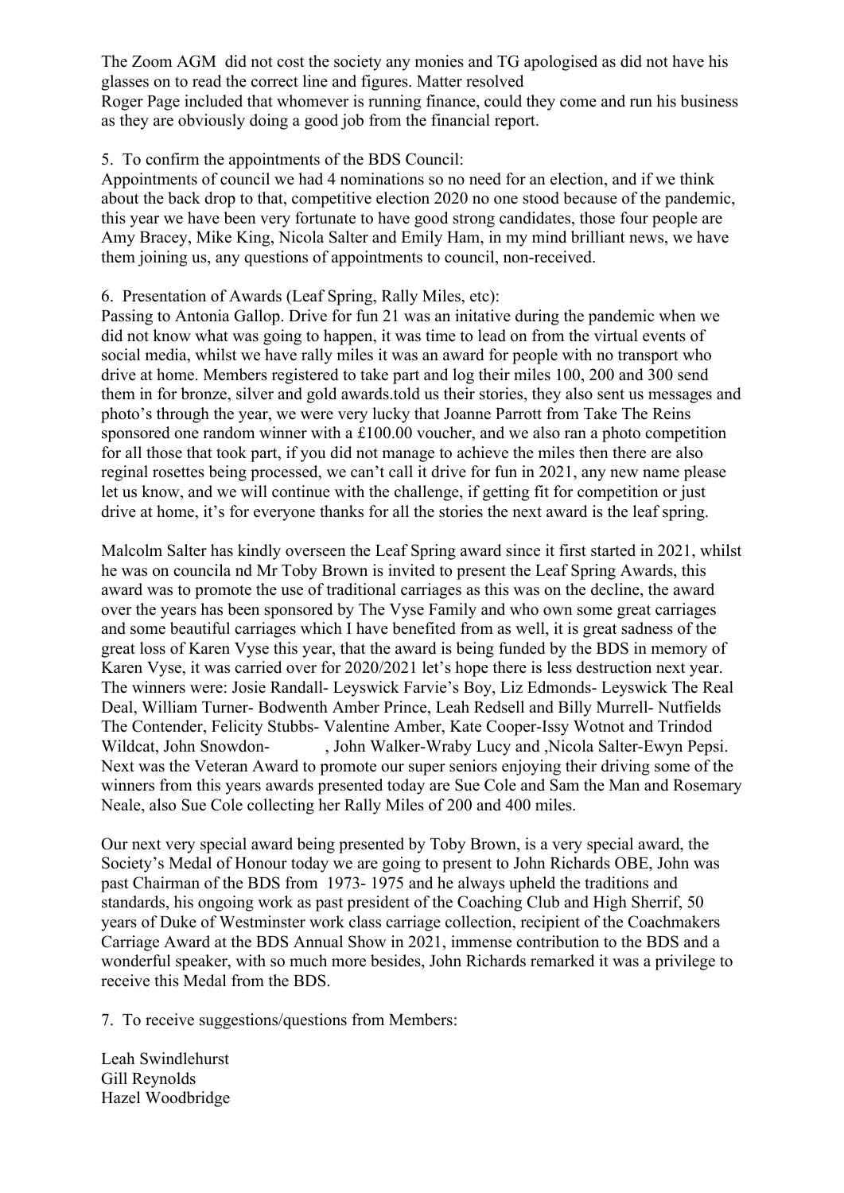The Zoom AGM did not cost the society any monies and TG apologised as did not have his glasses on to read the correct line and figures. Matter resolved
Roger Page included that whomever is running finance, could they come and run his business as they are obviously doing a good job from the financial report.

5. To confirm the appointments of the BDS Council:
Appointments of council we had 4 nominations so no need for an election, and if we think about the back drop to that, competitive election 2020 no one stood because of the pandemic, this year we have been very fortunate to have good strong candidates, those four people are Amy Bracey, Mike King, Nicola Salter and Emily Ham, in my mind brilliant news, we have them joining us, any questions of appointments to council, non-received.

6. Presentation of Awards (Leaf Spring, Rally Miles, etc):
Passing to Antonia Gallop. Drive for fun 21 was an initative during the pandemic when we did not know what was going to happen, it was time to lead on from the virtual events of social media, whilst we have rally miles it was an award for people with no transport who drive at home. Members registered to take part and log their miles 100, 200 and 300 send them in for bronze, silver and gold awards.told us their stories, they also sent us messages and photo's through the year, we were very lucky that Joanne Parrott from Take The Reins sponsored one random winner with a £100.00 voucher, and we also ran a photo competition for all those that took part, if you did not manage to achieve the miles then there are also reginal rosettes being processed, we can't call it drive for fun in 2021, any new name please let us know, and we will continue with the challenge, if getting fit for competition or just drive at home, it's for everyone thanks for all the stories the next award is the leaf spring.

Malcolm Salter has kindly overseen the Leaf Spring award since it first started in 2021, whilst he was on councila nd Mr Toby Brown is invited to present the Leaf Spring Awards, this award was to promote the use of traditional carriages as this was on the decline, the award over the years has been sponsored by The Vyse Family and who own some great carriages and some beautiful carriages which I have benefited from as well, it is great sadness of the great loss of Karen Vyse this year, that the award is being funded by the BDS in memory of Karen Vyse, it was carried over for 2020/2021 let's hope there is less destruction next year. The winners were: Josie Randall- Leyswick Farvie's Boy, Liz Edmonds- Leyswick The Real Deal, William Turner- Bodwenth Amber Prince, Leah Redsell and Billy Murrell- Nutfields The Contender, Felicity Stubbs- Valentine Amber, Kate Cooper-Issy Wotnot and Trindod Wildcat, John Snowdon-            , John Walker-Wraby Lucy and ,Nicola Salter-Ewyn Pepsi.
Next was the Veteran Award to promote our super seniors enjoying their driving some of the winners from this years awards presented today are Sue Cole and Sam the Man and Rosemary Neale, also Sue Cole collecting her Rally Miles of 200 and 400 miles.

Our next very special award being presented by Toby Brown, is a very special award, the Society's Medal of Honour today we are going to present to John Richards OBE, John was past Chairman of the BDS from 1973- 1975 and he always upheld the traditions and standards, his ongoing work as past president of the Coaching Club and High Sherrif, 50 years of Duke of Westminster work class carriage collection, recipient of the Coachmakers Carriage Award at the BDS Annual Show in 2021, immense contribution to the BDS and a wonderful speaker, with so much more besides, John Richards remarked it was a privilege to receive this Medal from the BDS.

7. To receive suggestions/questions from Members:

Leah Swindlehurst
Gill Reynolds
Hazel Woodbridge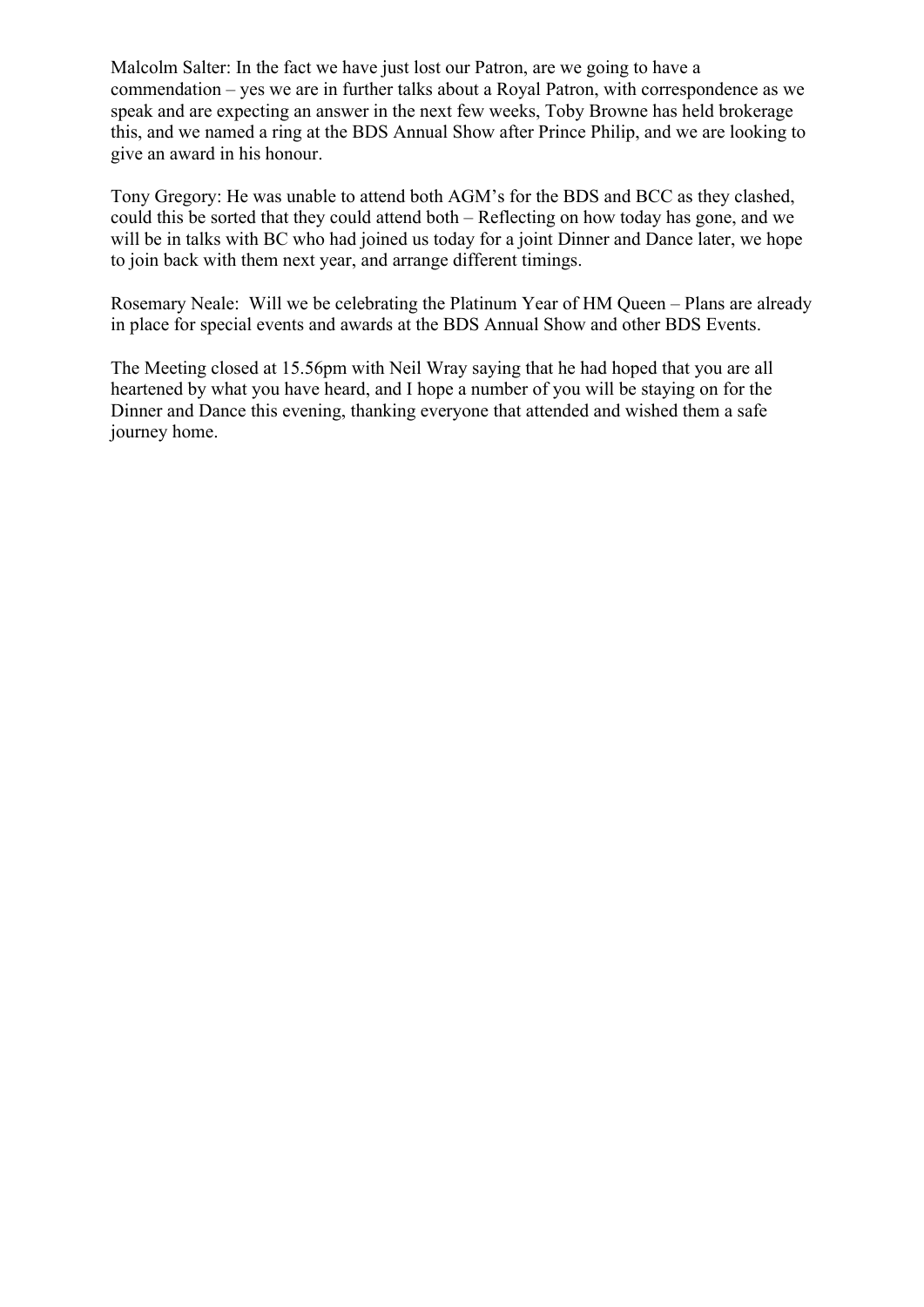Malcolm Salter: In the fact we have just lost our Patron, are we going to have a commendation – yes we are in further talks about a Royal Patron, with correspondence as we speak and are expecting an answer in the next few weeks, Toby Browne has held brokerage this, and we named a ring at the BDS Annual Show after Prince Philip, and we are looking to give an award in his honour.

Tony Gregory: He was unable to attend both AGM's for the BDS and BCC as they clashed, could this be sorted that they could attend both – Reflecting on how today has gone, and we will be in talks with BC who had joined us today for a joint Dinner and Dance later, we hope to join back with them next year, and arrange different timings.

Rosemary Neale: Will we be celebrating the Platinum Year of HM Queen – Plans are already in place for special events and awards at the BDS Annual Show and other BDS Events.

The Meeting closed at 15.56pm with Neil Wray saying that he had hoped that you are all heartened by what you have heard, and I hope a number of you will be staying on for the Dinner and Dance this evening, thanking everyone that attended and wished them a safe journey home.